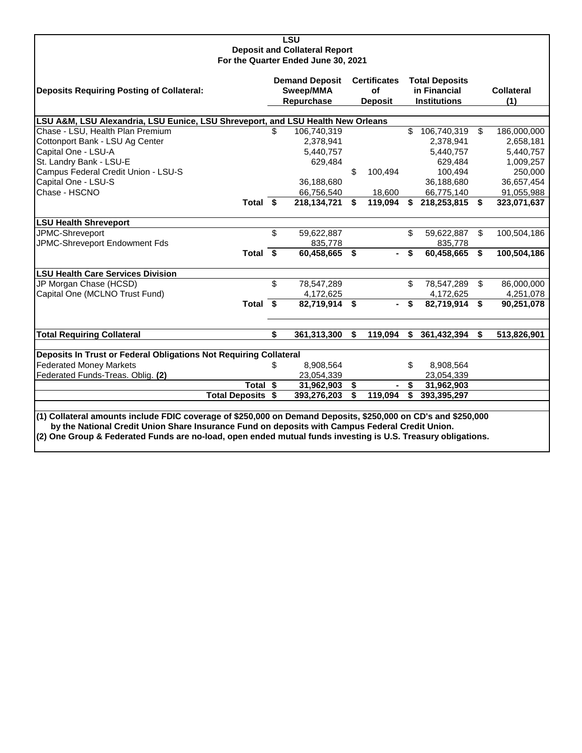# LSU
## Deposit and Collateral Report
### For the Quarter Ended June 30, 2021

| Deposits Requiring Posting of Collateral: | | Demand Deposit Sweep/MMA Repurchase | Certificates of Deposit | Total Deposits in Financial Institutions | Collateral (1) |
|---|---|---|---|---|---|
| **LSU A&M, LSU Alexandria, LSU Eunice, LSU Shreveport, and LSU Health New Orleans** | | | | | |
| Chase - LSU, Health Plan Premium | | $ 106,740,319 | | $ 106,740,319 | $ 186,000,000 |
| Cottonport Bank - LSU Ag Center | | 2,378,941 | | 2,378,941 | 2,658,181 |
| Capital One - LSU-A | | 5,440,757 | | 5,440,757 | 5,440,757 |
| St. Landry Bank - LSU-E | | 629,484 | | 629,484 | 1,009,257 |
| Campus Federal Credit Union - LSU-S | | | $ 100,494 | 100,494 | 250,000 |
| Capital One - LSU-S | | 36,188,680 | | 36,188,680 | 36,657,454 |
| Chase - HSCNO | | 66,756,540 | 18,600 | 66,775,140 | 91,055,988 |
| | **Total** | **$ 218,134,721** | **$ 119,094** | **$ 218,253,815** | **$ 323,071,637** |
| **LSU Health Shreveport** | | | | | |
| JPMC-Shreveport | | $ 59,622,887 | | $ 59,622,887 | $ 100,504,186 |
| JPMC-Shreveport Endowment Fds | | 835,778 | | 835,778 | |
| | **Total** | **$ 60,458,665** | **$ -** | **$ 60,458,665** | **$ 100,504,186** |
| **LSU Health Care Services Division** | | | | | |
| JP Morgan Chase (HCSD) | | $ 78,547,289 | | $ 78,547,289 | $ 86,000,000 |
| Capital One (MCLNO Trust Fund) | | 4,172,625 | | 4,172,625 | 4,251,078 |
| | **Total** | **$ 82,719,914** | **$ -** | **$ 82,719,914** | **$ 90,251,078** |
| **Total Requiring Collateral** | | **$ 361,313,300** | **$ 119,094** | **$ 361,432,394** | **$ 513,826,901** |
| **Deposits In Trust or Federal Obligations Not Requiring Collateral** | | | | | |
| Federated Money Markets | | $ 8,908,564 | | $ 8,908,564 | |
| Federated Funds-Treas. Oblig. **(2)** | | 23,054,339 | | 23,054,339 | |
| | **Total** | **$ 31,962,903** | **$ -** | **$ 31,962,903** | |
| | **Total Deposits** | **$ 393,276,203** | **$ 119,094** | **$ 393,395,297** | |

**(1) Collateral amounts include FDIC coverage of $250,000 on Demand Deposits, $250,000 on CD's and $250,000 by the National Credit Union Share Insurance Fund on deposits with Campus Federal Credit Union.**

**(2) One Group & Federated Funds are no-load, open ended mutual funds investing is U.S. Treasury obligations.**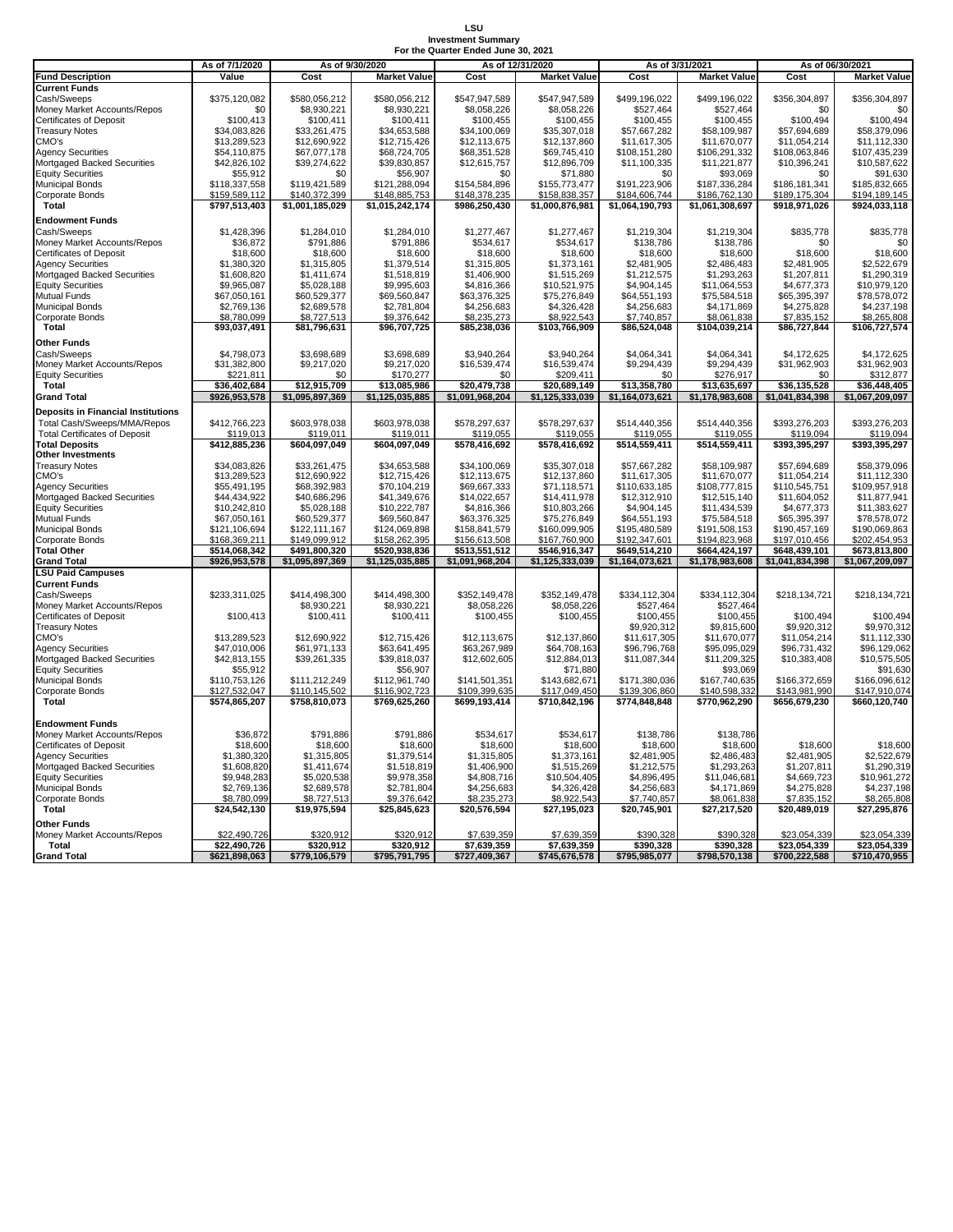**LSU**
**Investment Summary**
**For the Quarter Ended June 30, 2021**

| | As of 7/1/2020 | As of 9/30/2020 | | As of 12/31/2020 | | As of 3/31/2021 | | As of 06/30/2021 | |
|---|---|---|---|---|---|---|---|---|---|
| **Fund Description** | **Value** | **Cost** | **Market Value** | **Cost** | **Market Value** | **Cost** | **Market Value** | **Cost** | **Market Value** |
| **Current Funds** | | | | | | | | | |
| Cash/Sweeps | $375,120,082 | $580,056,212 | $580,056,212 | $547,947,589 | $547,947,589 | $499,196,022 | $499,196,022 | $356,304,897 | $356,304,897 |
| Money Market Accounts/Repos | $0 | $8,930,221 | $8,930,221 | $8,058,226 | $8,058,226 | $527,464 | $527,464 | $0 | $0 |
| Certificates of Deposit | $100,413 | $100,411 | $100,411 | $100,455 | $100,455 | $100,455 | $100,455 | $100,494 | $100,494 |
| Treasury Notes | $34,083,826 | $33,261,475 | $34,653,588 | $34,100,069 | $35,307,018 | $57,667,282 | $58,109,987 | $57,694,689 | $58,379,096 |
| CMO's | $13,289,523 | $12,690,922 | $12,715,426 | $12,113,675 | $12,137,860 | $11,617,305 | $11,670,077 | $11,054,214 | $11,112,330 |
| Agency Securities | $54,110,875 | $67,077,178 | $68,724,705 | $68,351,528 | $69,745,410 | $108,151,280 | $106,291,332 | $108,063,846 | $107,435,239 |
| Mortgaged Backed Securities | $42,826,102 | $39,274,622 | $39,830,857 | $12,615,757 | $12,896,709 | $11,100,335 | $11,221,877 | $10,396,241 | $10,587,622 |
| Equity Securities | $55,912 | $0 | $56,907 | $0 | $71,880 | $0 | $93,069 | $0 | $91,630 |
| Municipal Bonds | $118,337,558 | $119,421,589 | $121,288,094 | $154,584,896 | $155,773,477 | $191,223,906 | $187,336,284 | $186,181,341 | $185,832,665 |
| Corporate Bonds | $159,589,112 | $140,372,399 | $148,885,753 | $148,378,235 | $158,838,357 | $184,606,744 | $186,762,130 | $189,175,304 | $194,189,145 |
| **Total** | **$797,513,403** | **$1,001,185,029** | **$1,015,242,174** | **$986,250,430** | **$1,000,876,981** | **$1,064,190,793** | **$1,061,308,697** | **$918,971,026** | **$924,033,118** |
| **Endowment Funds** | | | | | | | | | |
| Cash/Sweeps | $1,428,396 | $1,284,010 | $1,284,010 | $1,277,467 | $1,277,467 | $1,219,304 | $1,219,304 | $835,778 | $835,778 |
| Money Market Accounts/Repos | $36,872 | $791,886 | $791,886 | $534,617 | $534,617 | $138,786 | $138,786 | $0 | $0 |
| Certificates of Deposit | $18,600 | $18,600 | $18,600 | $18,600 | $18,600 | $18,600 | $18,600 | $18,600 | $18,600 |
| Agency Securities | $1,380,320 | $1,315,805 | $1,379,514 | $1,315,805 | $1,373,161 | $2,481,905 | $2,486,483 | $2,481,905 | $2,522,679 |
| Mortgaged Backed Securities | $1,608,820 | $1,411,674 | $1,518,819 | $1,406,900 | $1,515,269 | $1,212,575 | $1,293,263 | $1,207,811 | $1,290,319 |
| Equity Securities | $9,965,087 | $5,028,188 | $9,995,603 | $4,816,366 | $10,521,975 | $4,904,145 | $11,064,553 | $4,677,373 | $10,979,120 |
| Mutual Funds | $67,050,161 | $60,529,377 | $69,560,847 | $63,376,325 | $75,276,849 | $64,551,193 | $75,584,518 | $65,395,397 | $78,578,072 |
| Municipal Bonds | $2,769,136 | $2,689,578 | $2,781,804 | $4,256,683 | $4,326,428 | $4,256,683 | $4,171,869 | $4,275,828 | $4,237,198 |
| Corporate Bonds | $8,780,099 | $8,727,513 | $9,376,642 | $8,235,273 | $8,922,543 | $7,740,857 | $8,061,838 | $7,835,152 | $8,265,808 |
| **Total** | **$93,037,491** | **$81,796,631** | **$96,707,725** | **$85,238,036** | **$103,766,909** | **$86,524,048** | **$104,039,214** | **$86,727,844** | **$106,727,574** |
| **Other Funds** | | | | | | | | | |
| Cash/Sweeps | $4,798,073 | $3,698,689 | $3,698,689 | $3,940,264 | $3,940,264 | $4,064,341 | $4,064,341 | $4,172,625 | $4,172,625 |
| Money Market Accounts/Repos | $31,382,800 | $9,217,020 | $9,217,020 | $16,539,474 | $16,539,474 | $9,294,439 | $9,294,439 | $31,962,903 | $31,962,903 |
| Equity Securities | $221,811 | $0 | $170,277 | $0 | $209,411 | $0 | $276,917 | $0 | $312,877 |
| **Total** | **$36,402,684** | **$12,915,709** | **$13,085,986** | **$20,479,738** | **$20,689,149** | **$13,358,780** | **$13,635,697** | **$36,135,528** | **$36,448,405** |
| **Grand Total** | **$926,953,578** | **$1,095,897,369** | **$1,125,035,885** | **$1,091,968,204** | **$1,125,333,039** | **$1,164,073,621** | **$1,178,983,608** | **$1,041,834,398** | **$1,067,209,097** |
| **Deposits in Financial Institutions** | | | | | | | | | |
| Total Cash/Sweeps/MMA/Repos | $412,766,223 | $603,978,038 | $603,978,038 | $578,297,637 | $578,297,637 | $514,440,356 | $514,440,356 | $393,276,203 | $393,276,203 |
| Total Certificates of Deposit | $119,013 | $119,011 | $119,011 | $119,055 | $119,055 | $119,055 | $119,055 | $119,094 | $119,094 |
| **Total Deposits** | **$412,885,236** | **$604,097,049** | **$604,097,049** | **$578,416,692** | **$578,416,692** | **$514,559,411** | **$514,559,411** | **$393,395,297** | **$393,395,297** |
| **Other Investments** | | | | | | | | | |
| Treasury Notes | $34,083,826 | $33,261,475 | $34,653,588 | $34,100,069 | $35,307,018 | $57,667,282 | $58,109,987 | $57,694,689 | $58,379,096 |
| CMO's | $13,289,523 | $12,690,922 | $12,715,426 | $12,113,675 | $12,137,860 | $11,617,305 | $11,670,077 | $11,054,214 | $11,112,330 |
| Agency Securities | $55,491,195 | $68,392,983 | $70,104,219 | $69,667,333 | $71,118,571 | $110,633,185 | $108,777,815 | $110,545,751 | $109,957,918 |
| Mortgaged Backed Securities | $44,434,922 | $40,686,296 | $41,349,676 | $14,022,657 | $14,411,978 | $12,312,910 | $12,515,140 | $11,604,052 | $11,877,941 |
| Equity Securities | $10,242,810 | $5,028,188 | $10,222,787 | $4,816,366 | $10,803,266 | $4,904,145 | $11,434,539 | $4,677,373 | $11,383,627 |
| Mutual Funds | $67,050,161 | $60,529,377 | $69,560,847 | $63,376,325 | $75,276,849 | $64,551,193 | $75,584,518 | $65,395,397 | $78,578,072 |
| Municipal Bonds | $121,106,694 | $122,111,167 | $124,069,898 | $158,841,579 | $160,099,905 | $195,480,589 | $191,508,153 | $190,457,169 | $190,069,863 |
| Corporate Bonds | $168,369,211 | $149,099,912 | $158,262,395 | $156,613,508 | $167,760,900 | $192,347,601 | $194,823,968 | $197,010,456 | $202,454,953 |
| **Total Other** | **$514,068,342** | **$491,800,320** | **$520,938,836** | **$513,551,512** | **$546,916,347** | **$649,514,210** | **$664,424,197** | **$648,439,101** | **$673,813,800** |
| **Grand Total** | **$926,953,578** | **$1,095,897,369** | **$1,125,035,885** | **$1,091,968,204** | **$1,125,333,039** | **$1,164,073,621** | **$1,178,983,608** | **$1,041,834,398** | **$1,067,209,097** |
| **LSU Paid Campuses** | | | | | | | | | |
| **Current Funds** | | | | | | | | | |
| Cash/Sweeps | $233,311,025 | $414,498,300 | $414,498,300 | $352,149,478 | $352,149,478 | $334,112,304 | $334,112,304 | $218,134,721 | $218,134,721 |
| Money Market Accounts/Repos | | $8,930,221 | $8,930,221 | $8,058,226 | $8,058,226 | $527,464 | $527,464 | | |
| Certificates of Deposit | $100,413 | $100,411 | $100,411 | $100,455 | $100,455 | $100,455 | $100,455 | $100,494 | $100,494 |
| Treasury Notes | | | | | | $9,920,312 | $9,815,600 | $9,920,312 | $9,970,312 |
| CMO's | $13,289,523 | $12,690,922 | $12,715,426 | $12,113,675 | $12,137,860 | $11,617,305 | $11,670,077 | $11,054,214 | $11,112,330 |
| Agency Securities | $47,010,006 | $61,971,133 | $63,641,495 | $63,267,989 | $64,708,163 | $96,796,768 | $95,095,029 | $96,731,432 | $96,129,062 |
| Mortgaged Backed Securities | $42,813,155 | $39,261,335 | $39,818,037 | $12,602,605 | $12,884,013 | $11,087,344 | $11,209,325 | $10,383,408 | $10,575,505 |
| Equity Securities | $55,912 | | $56,907 | | $71,880 | | $93,069 | | $91,630 |
| Municipal Bonds | $110,753,126 | $111,212,249 | $112,961,740 | $141,501,351 | $143,682,671 | $171,380,036 | $167,740,635 | $166,372,659 | $166,096,612 |
| Corporate Bonds | $127,532,047 | $110,145,502 | $116,902,723 | $109,399,635 | $117,049,450 | $139,306,860 | $140,598,332 | $143,981,990 | $147,910,074 |
| **Total** | **$574,865,207** | **$758,810,073** | **$769,625,260** | **$699,193,414** | **$710,842,196** | **$774,848,848** | **$770,962,290** | **$656,679,230** | **$660,120,740** |
| **Endowment Funds** | | | | | | | | | |
| Money Market Accounts/Repos | $36,872 | $791,886 | $791,886 | $534,617 | $534,617 | $138,786 | $138,786 | | |
| Certificates of Deposit | $18,600 | $18,600 | $18,600 | $18,600 | $18,600 | $18,600 | $18,600 | $18,600 | $18,600 |
| Agency Securities | $1,380,320 | $1,315,805 | $1,379,514 | $1,315,805 | $1,373,161 | $2,481,905 | $2,486,483 | $2,481,905 | $2,522,679 |
| Mortgaged Backed Securities | $1,608,820 | $1,411,674 | $1,518,819 | $1,406,900 | $1,515,269 | $1,212,575 | $1,293,263 | $1,207,811 | $1,290,319 |
| Equity Securities | $9,948,283 | $5,020,538 | $9,978,358 | $4,808,716 | $10,504,405 | $4,896,495 | $11,046,681 | $4,669,723 | $10,961,272 |
| Municipal Bonds | $2,769,136 | $2,689,578 | $2,781,804 | $4,256,683 | $4,326,428 | $4,256,683 | $4,171,869 | $4,275,828 | $4,237,198 |
| Corporate Bonds | $8,780,099 | $8,727,513 | $9,376,642 | $8,235,273 | $8,922,543 | $7,740,857 | $8,061,838 | $7,835,152 | $8,265,808 |
| **Total** | **$24,542,130** | **$19,975,594** | **$25,845,623** | **$20,576,594** | **$27,195,023** | **$20,745,901** | **$27,217,520** | **$20,489,019** | **$27,295,876** |
| **Other Funds** | | | | | | | | | |
| Money Market Accounts/Repos | $22,490,726 | $320,912 | $320,912 | $7,639,359 | $7,639,359 | $390,328 | $390,328 | $23,054,339 | $23,054,339 |
| **Total** | **$22,490,726** | **$320,912** | **$320,912** | **$7,639,359** | **$7,639,359** | **$390,328** | **$390,328** | **$23,054,339** | **$23,054,339** |
| **Grand Total** | **$621,898,063** | **$779,106,579** | **$795,791,795** | **$727,409,367** | **$745,676,578** | **$795,985,077** | **$798,570,138** | **$700,222,588** | **$710,470,955** |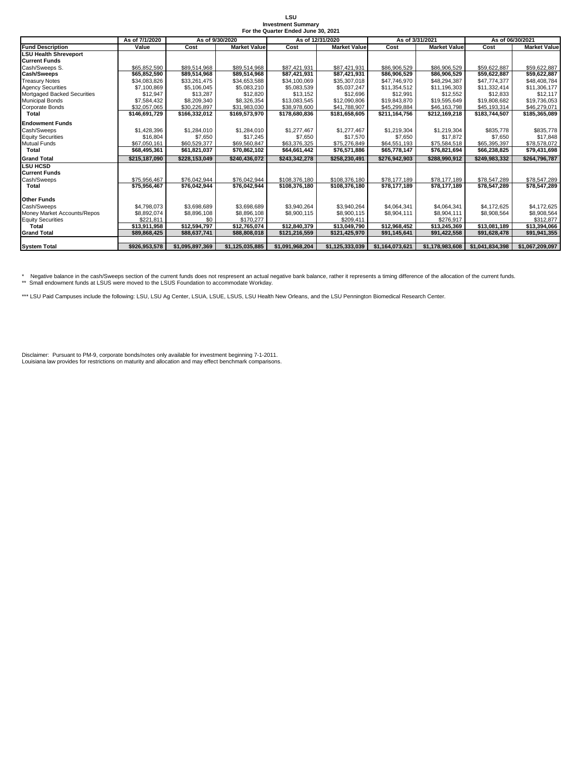# LSU
## Investment Summary
### For the Quarter Ended June 30, 2021

| | As of 7/1/2020 | As of 9/30/2020 | | As of 12/31/2020 | | As of 3/31/2021 | | As of 06/30/2021 | |
|---|---|---|---|---|---|---|---|---|---|
| **Fund Description** | **Value** | **Cost** | **Market Value** | **Cost** | **Market Value** | **Cost** | **Market Value** | **Cost** | **Market Value** |
| **LSU Health Shreveport** | | | | | | | | | |
| **Current Funds** | | | | | | | | | |
| Cash/Sweeps S. | $65,852,590 | $89,514,968 | $89,514,968 | $87,421,931 | $87,421,931 | $86,906,529 | $86,906,529 | $59,622,887 | $59,622,887 |
| **Cash/Sweeps** | **$65,852,590** | **$89,514,968** | **$89,514,968** | **$87,421,931** | **$87,421,931** | **$86,906,529** | **$86,906,529** | **$59,622,887** | **$59,622,887** |
| Treasury Notes | $34,083,826 | $33,261,475 | $34,653,588 | $34,100,069 | $35,307,018 | $47,746,970 | $48,294,387 | $47,774,377 | $48,408,784 |
| Agency Securities | $7,100,869 | $5,106,045 | $5,083,210 | $5,083,539 | $5,037,247 | $11,354,512 | $11,196,303 | $11,332,414 | $11,306,177 |
| Mortgaged Backed Securities | $12,947 | $13,287 | $12,820 | $13,152 | $12,696 | $12,991 | $12,552 | $12,833 | $12,117 |
| Municipal Bonds | $7,584,432 | $8,209,340 | $8,326,354 | $13,083,545 | $12,090,806 | $19,843,870 | $19,595,649 | $19,808,682 | $19,736,053 |
| Corporate Bonds | $32,057,065 | $30,226,897 | $31,983,030 | $38,978,600 | $41,788,907 | $45,299,884 | $46,163,798 | $45,193,314 | $46,279,071 |
| **Total** | **$146,691,729** | **$166,332,012** | **$169,573,970** | **$178,680,836** | **$181,658,605** | **$211,164,756** | **$212,169,218** | **$183,744,507** | **$185,365,089** |
| **Endowment Funds** | | | | | | | | | |
| Cash/Sweeps | $1,428,396 | $1,284,010 | $1,284,010 | $1,277,467 | $1,277,467 | $1,219,304 | $1,219,304 | $835,778 | $835,778 |
| Equity Securities | $16,804 | $7,650 | $17,245 | $7,650 | $17,570 | $7,650 | $17,872 | $7,650 | $17,848 |
| Mutual Funds | $67,050,161 | $60,529,377 | $69,560,847 | $63,376,325 | $75,276,849 | $64,551,193 | $75,584,518 | $65,395,397 | $78,578,072 |
| **Total** | **$68,495,361** | **$61,821,037** | **$70,862,102** | **$64,661,442** | **$76,571,886** | **$65,778,147** | **$76,821,694** | **$66,238,825** | **$79,431,698** |
| **Grand Total** | **$215,187,090** | **$228,153,049** | **$240,436,072** | **$243,342,278** | **$258,230,491** | **$276,942,903** | **$288,990,912** | **$249,983,332** | **$264,796,787** |
| **LSU HCSD** | | | | | | | | | |
| **Current Funds** | | | | | | | | | |
| Cash/Sweeps | $75,956,467 | $76,042,944 | $76,042,944 | $108,376,180 | $108,376,180 | $78,177,189 | $78,177,189 | $78,547,289 | $78,547,289 |
| **Total** | **$75,956,467** | **$76,042,944** | **$76,042,944** | **$108,376,180** | **$108,376,180** | **$78,177,189** | **$78,177,189** | **$78,547,289** | **$78,547,289** |
| **Other Funds** | | | | | | | | | |
| Cash/Sweeps | $4,798,073 | $3,698,689 | $3,698,689 | $3,940,264 | $3,940,264 | $4,064,341 | $4,064,341 | $4,172,625 | $4,172,625 |
| Money Market Accounts/Repos | $8,892,074 | $8,896,108 | $8,896,108 | $8,900,115 | $8,900,115 | $8,904,111 | $8,904,111 | $8,908,564 | $8,908,564 |
| Equity Securities | $221,811 | $0 | $170,277 | | $209,411 | | $276,917 | | $312,877 |
| **Total** | **$13,911,958** | **$12,594,797** | **$12,765,074** | **$12,840,379** | **$13,049,790** | **$12,968,452** | **$13,245,369** | **$13,081,189** | **$13,394,066** |
| **Grand Total** | **$89,868,425** | **$88,637,741** | **$88,808,018** | **$121,216,559** | **$121,425,970** | **$91,145,641** | **$91,422,558** | **$91,628,478** | **$91,941,355** |
| **System Total** | **$926,953,578** | **$1,095,897,369** | **$1,125,035,885** | **$1,091,968,204** | **$1,125,333,039** | **$1,164,073,621** | **$1,178,983,608** | **$1,041,834,398** | **$1,067,209,097** |

\* Negative balance in the cash/Sweeps section of the current funds does not respresent an actual negative bank balance, rather it represents a timing difference of the allocation of the current funds.
** Small endowment funds at LSUS were moved to the LSUS Foundation to accommodate Workday.

*** LSU Paid Campuses include the following: LSU, LSU Ag Center, LSUA, LSUE, LSUS, LSU Health New Orleans, and the LSU Pennington Biomedical Research Center.

Disclaimer: Pursuant to PM-9, corporate bonds/notes only available for investment beginning 7-1-2011.
Louisiana law provides for restrictions on maturity and allocation and may effect benchmark comparisons.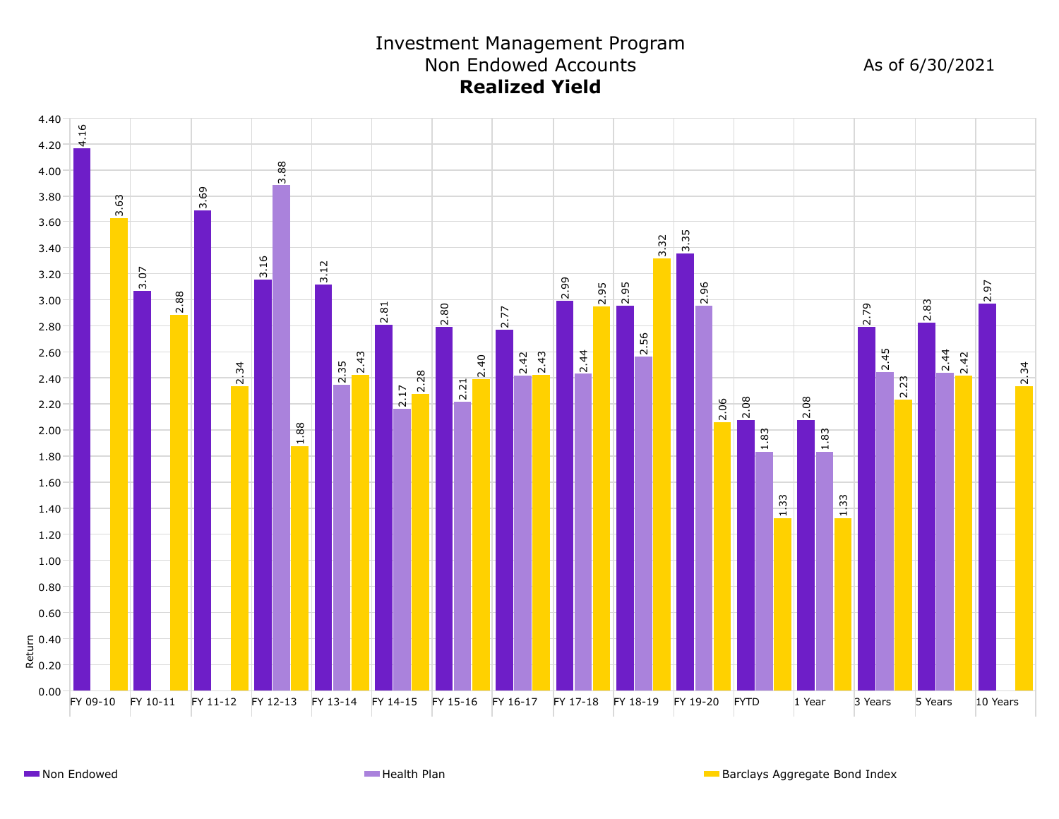# Investment Management Program
## Non Endowed Accounts
### **Realized Yield**

As of 6/30/2021

| Period | Non Endowed | Health Plan | Barclays Aggregate Bond Index |
|---|---|---|---|
| FY 09-10 | 4.16 | | 3.63 |
| FY 10-11 | 3.07 | | 2.88 |
| FY 11-12 | 3.69 | | 2.34 |
| FY 12-13 | 3.16 | 3.88 | 1.88 |
| FY 13-14 | 3.12 | 2.35 | 2.43 |
| FY 14-15 | 2.81 | 2.17 | 2.28 |
| FY 15-16 | 2.80 | 2.21 | 2.40 |
| FY 16-17 | 2.77 | 2.42 | 2.43 |
| FY 17-18 | 2.99 | 2.44 | 2.95 |
| FY 18-19 | 2.95 | 2.56 | 3.32 |
| FY 19-20 | 3.35 | 2.96 | 2.06 |
| FYTD | 2.08 | 1.83 | 1.33 |
| 1 Year | 2.08 | 1.83 | 1.33 |
| 3 Years | 2.79 | 2.45 | 2.23 |
| 5 Years | 2.83 | 2.44 | 2.42 |
| 10 Years | 2.97 | | 2.34 |

Y-axis: Return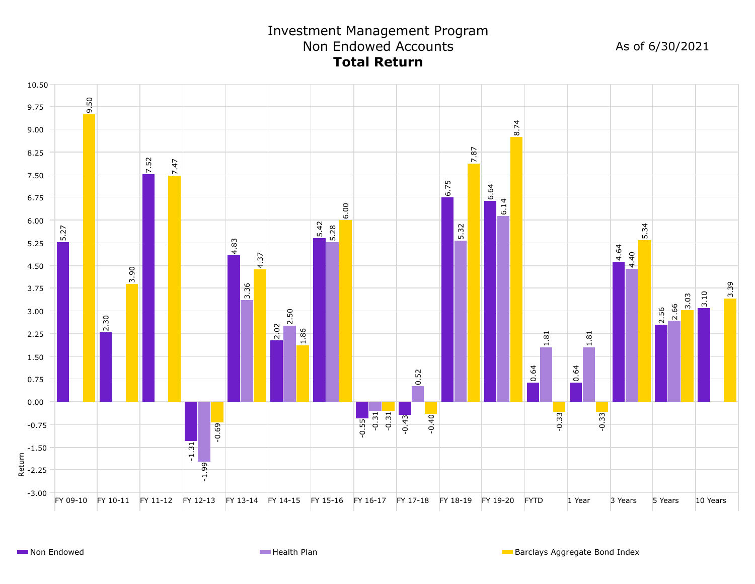# Investment Management Program
## Non Endowed Accounts
## **Total Return**

As of 6/30/2021

| Period | Non Endowed | Health Plan | Barclays Aggregate Bond Index |
|---|---|---|---|
| FY 09-10 | 5.27 | | 9.50 |
| FY 10-11 | 2.30 | | 3.90 |
| FY 11-12 | 7.52 | | 7.47 |
| FY 12-13 | -1.31 | -1.99 | -0.69 |
| FY 13-14 | 4.83 | 3.36 | 4.37 |
| FY 14-15 | 2.02 | 2.50 | 1.86 |
| FY 15-16 | 5.42 | 5.28 | 6.00 |
| FY 16-17 | -0.55 | -0.31 | -0.31 |
| FY 17-18 | -0.43 | 0.52 | -0.40 |
| FY 18-19 | 6.75 | 5.32 | 7.87 |
| FY 19-20 | 6.64 | 6.14 | 8.74 |
| FYTD | 0.64 | 1.81 | -0.33 |
| 1 Year | 0.64 | 1.81 | -0.33 |
| 3 Years | 4.64 | 4.40 | 5.34 |
| 5 Years | 2.56 | 2.66 | 3.03 |
| 10 Years | 3.10 | | 3.39 |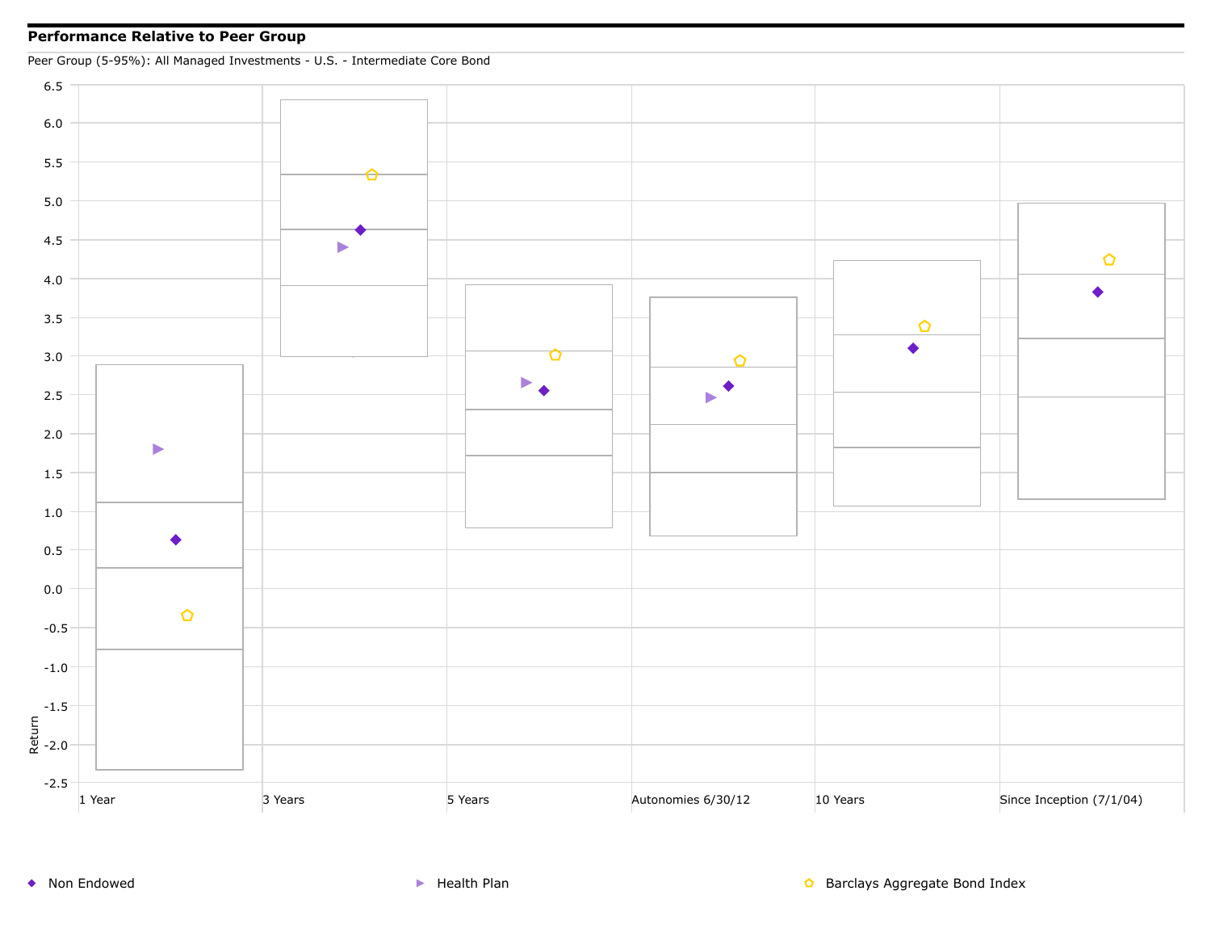## Performance Relative to Peer Group

Peer Group (5-95%): All Managed Investments - U.S. - Intermediate Core Bond

Return

6.5
6.0
5.5
5.0
4.5
4.0
3.5
3.0
2.5
2.0
1.5
1.0
0.5
0.0
-0.5
-1.0
-1.5
-2.0
-2.5

1 Year | 3 Years | 5 Years | Autonomies 6/30/12 | 10 Years | Since Inception (7/1/04)

◆ Non Endowed ▶ Health Plan ⬠ Barclays Aggregate Bond Index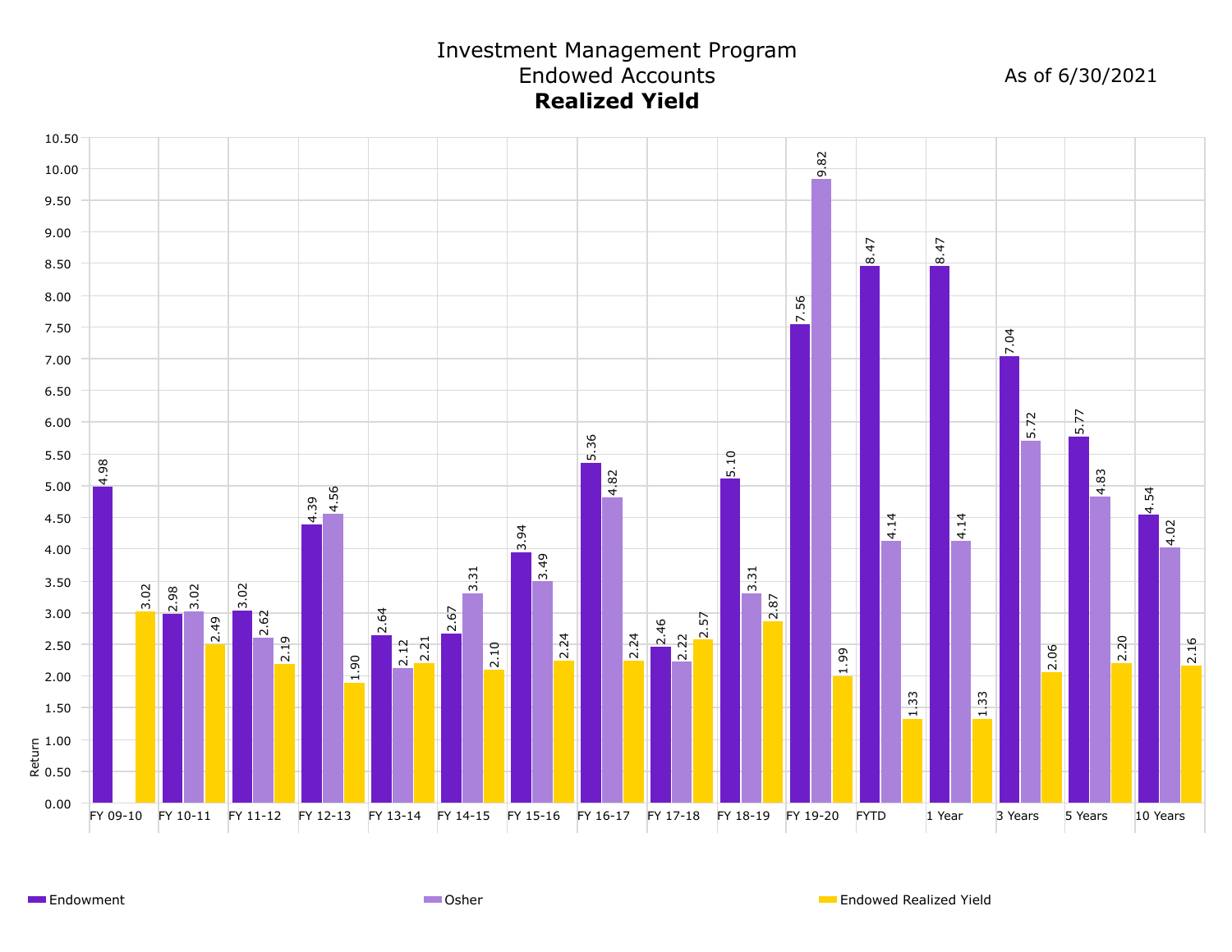# Investment Management Program
## Endowed Accounts
### **Realized Yield**

As of 6/30/2021

| Period | Endowment | Osher | Endowed Realized Yield |
|---|---|---|---|
| FY 09-10 | 4.98 | | 3.02 |
| FY 10-11 | 2.98 | 3.02 | 2.49 |
| FY 11-12 | 3.02 | 2.62 | 2.19 |
| FY 12-13 | 4.39 | 4.56 | 1.90 |
| FY 13-14 | 2.64 | 2.12 | 2.21 |
| FY 14-15 | 2.67 | 3.31 | 2.10 |
| FY 15-16 | 3.94 | 3.49 | 2.24 |
| FY 16-17 | 5.36 | 4.82 | 2.24 |
| FY 17-18 | 2.46 | 2.22 | 2.57 |
| FY 18-19 | 5.10 | 3.31 | 2.87 |
| FY 19-20 | 7.56 | 9.82 | 1.99 |
| FYTD | 8.47 | 4.14 | 1.33 |
| 1 Year | 8.47 | 4.14 | 1.33 |
| 3 Years | 7.04 | 5.72 | 2.06 |
| 5 Years | 5.77 | 4.83 | 2.20 |
| 10 Years | 4.54 | 4.02 | 2.16 |

Y-axis: Return (0.00 – 10.50)

Legend: Endowment, Osher, Endowed Realized Yield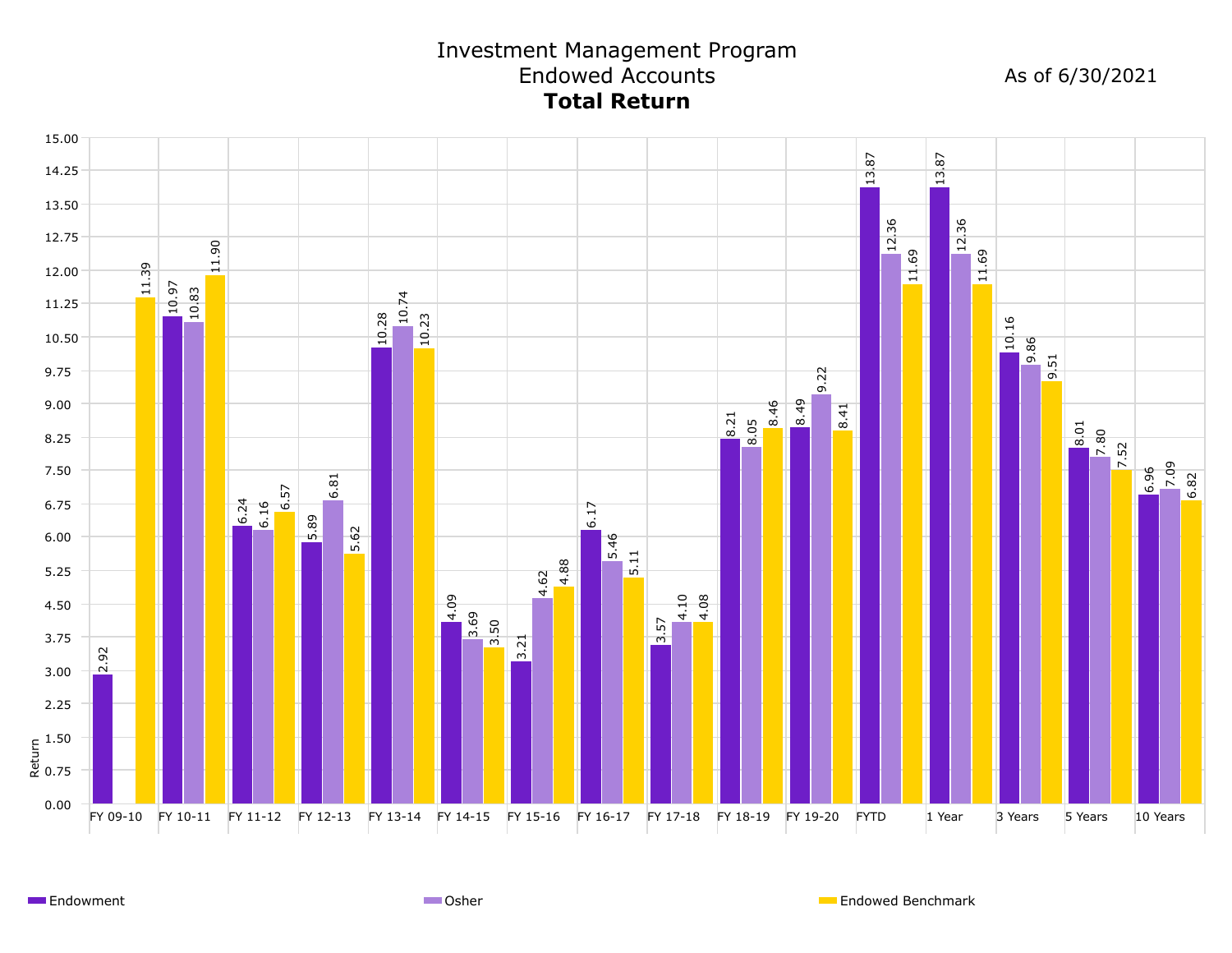# Investment Management Program
## Endowed Accounts
### **Total Return**

As of 6/30/2021

Return

15.00
14.25
13.50
12.75
12.00
11.25
10.50
9.75
9.00
8.25
7.50
6.75
6.00
5.25
4.50
3.75
3.00
2.25
1.50
0.75
0.00

FY 09-10: 2.92, 11.39
FY 10-11: 10.97, 10.83, 11.90
FY 11-12: 6.24, 6.16, 6.57
FY 12-13: 5.89, 6.81, 5.62
FY 13-14: 10.28, 10.74, 10.23
FY 14-15: 4.09, 3.69, 3.50
FY 15-16: 3.21, 4.62, 4.88
FY 16-17: 6.17, 5.46, 5.11
FY 17-18: 3.57, 4.10, 4.08
FY 18-19: 8.21, 8.05, 8.46
FY 19-20: 8.49, 9.22, 8.41
FYTD: 13.87, 12.36, 11.69
1 Year: 13.87, 12.36, 11.69
3 Years: 10.16, 9.86, 9.51
5 Years: 8.01, 7.80, 7.52
10 Years: 6.96, 7.09, 6.82

Endowment
Osher
Endowed Benchmark